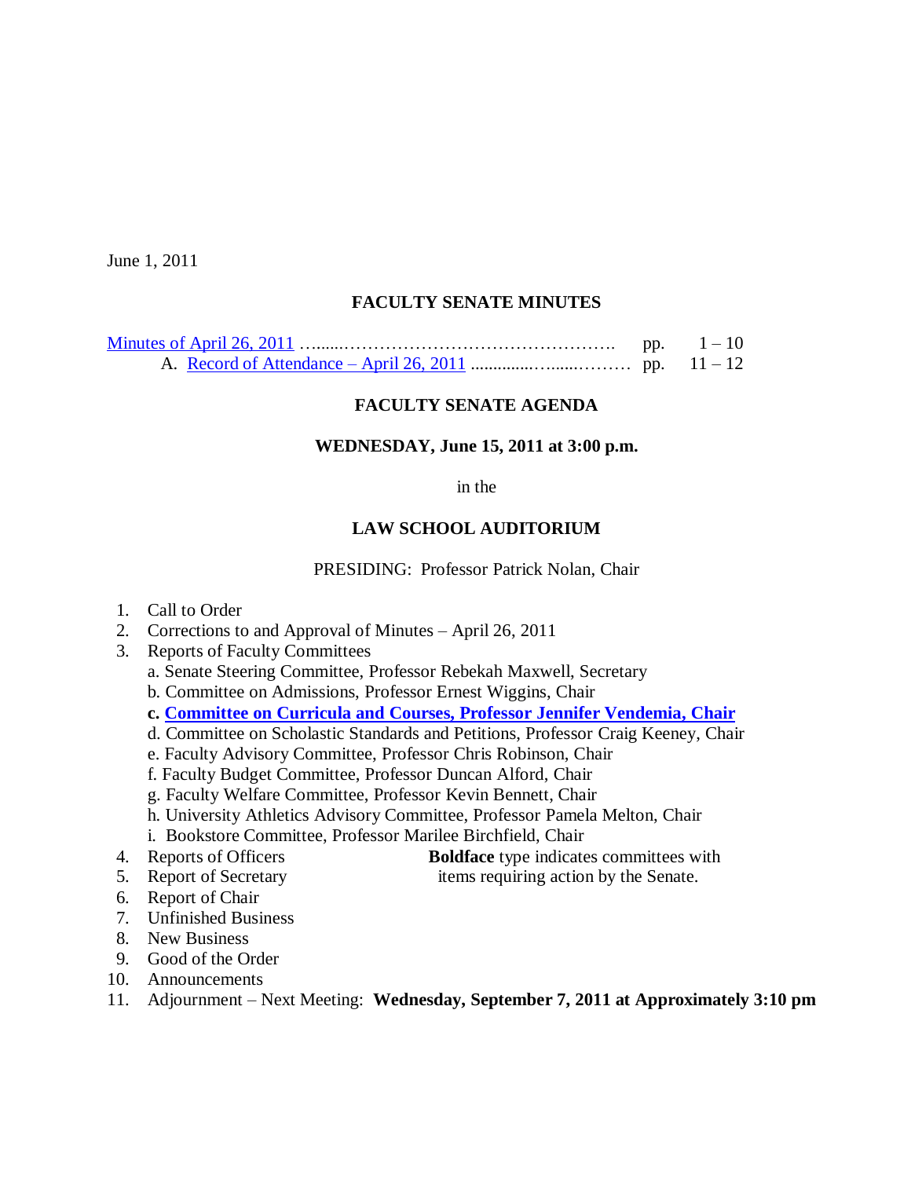June 1, 2011

## FACULTY SENATE MINUTES

Minutes of April 26, 2011 …......…………………………………………. pp. 1 – 10

A. Record of Attendance – April 26, 2011 ..............…......……… pp. 11 – 12

## FACULTY SENATE AGENDA

### WEDNESDAY, June 15, 2011 at 3:00 p.m.

in the

### LAW SCHOOL AUDITORIUM

PRESIDING: Professor Patrick Nolan, Chair

1. Call to Order
2. Corrections to and Approval of Minutes – April 26, 2011
3. Reports of Faculty Committees
   - a. Senate Steering Committee, Professor Rebekah Maxwell, Secretary
   - b. Committee on Admissions, Professor Ernest Wiggins, Chair
   - **c. Committee on Curricula and Courses, Professor Jennifer Vendemia, Chair**
   - d. Committee on Scholastic Standards and Petitions, Professor Craig Keeney, Chair
   - e. Faculty Advisory Committee, Professor Chris Robinson, Chair
   - f. Faculty Budget Committee, Professor Duncan Alford, Chair
   - g. Faculty Welfare Committee, Professor Kevin Bennett, Chair
   - h. University Athletics Advisory Committee, Professor Pamela Melton, Chair
   - i. Bookstore Committee, Professor Marilee Birchfield, Chair
4. Reports of Officers
5. Report of Secretary
6. Report of Chair
7. Unfinished Business
8. New Business
9. Good of the Order
10. Announcements
11. Adjournment – Next Meeting: **Wednesday, September 7, 2011 at Approximately 3:10 pm**

**Boldface** type indicates committees with items requiring action by the Senate.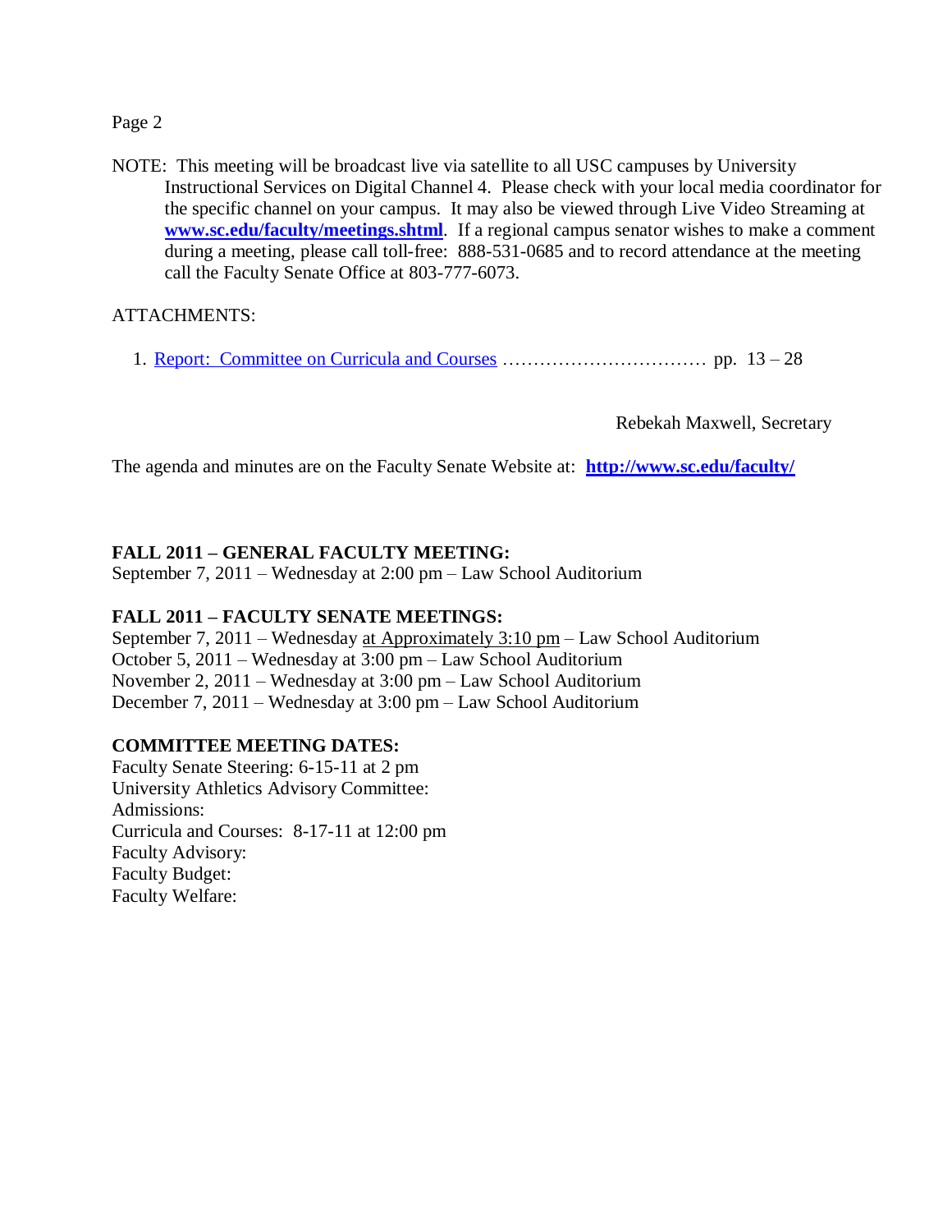NOTE: This meeting will be broadcast live via satellite to all USC campuses by University Instructional Services on Digital Channel 4. Please check with your local media coordinator for the specific channel on your campus. It may also be viewed through Live Video Streaming at **www.sc.edu/faculty/meetings.shtml**. If a regional campus senator wishes to make a comment during a meeting, please call toll-free: 888-531-0685 and to record attendance at the meeting call the Faculty Senate Office at 803-777-6073.

ATTACHMENTS:

1. Report: Committee on Curricula and Courses …………………………… pp. 13 – 28

Rebekah Maxwell, Secretary

The agenda and minutes are on the Faculty Senate Website at: **http://www.sc.edu/faculty/**

**FALL 2011 – GENERAL FACULTY MEETING:**
September 7, 2011 – Wednesday at 2:00 pm – Law School Auditorium

**FALL 2011 – FACULTY SENATE MEETINGS:**
September 7, 2011 – Wednesday at Approximately 3:10 pm – Law School Auditorium
October 5, 2011 – Wednesday at 3:00 pm – Law School Auditorium
November 2, 2011 – Wednesday at 3:00 pm – Law School Auditorium
December 7, 2011 – Wednesday at 3:00 pm – Law School Auditorium

**COMMITTEE MEETING DATES:**
Faculty Senate Steering: 6-15-11 at 2 pm
University Athletics Advisory Committee:
Admissions:
Curricula and Courses: 8-17-11 at 12:00 pm
Faculty Advisory:
Faculty Budget:
Faculty Welfare: